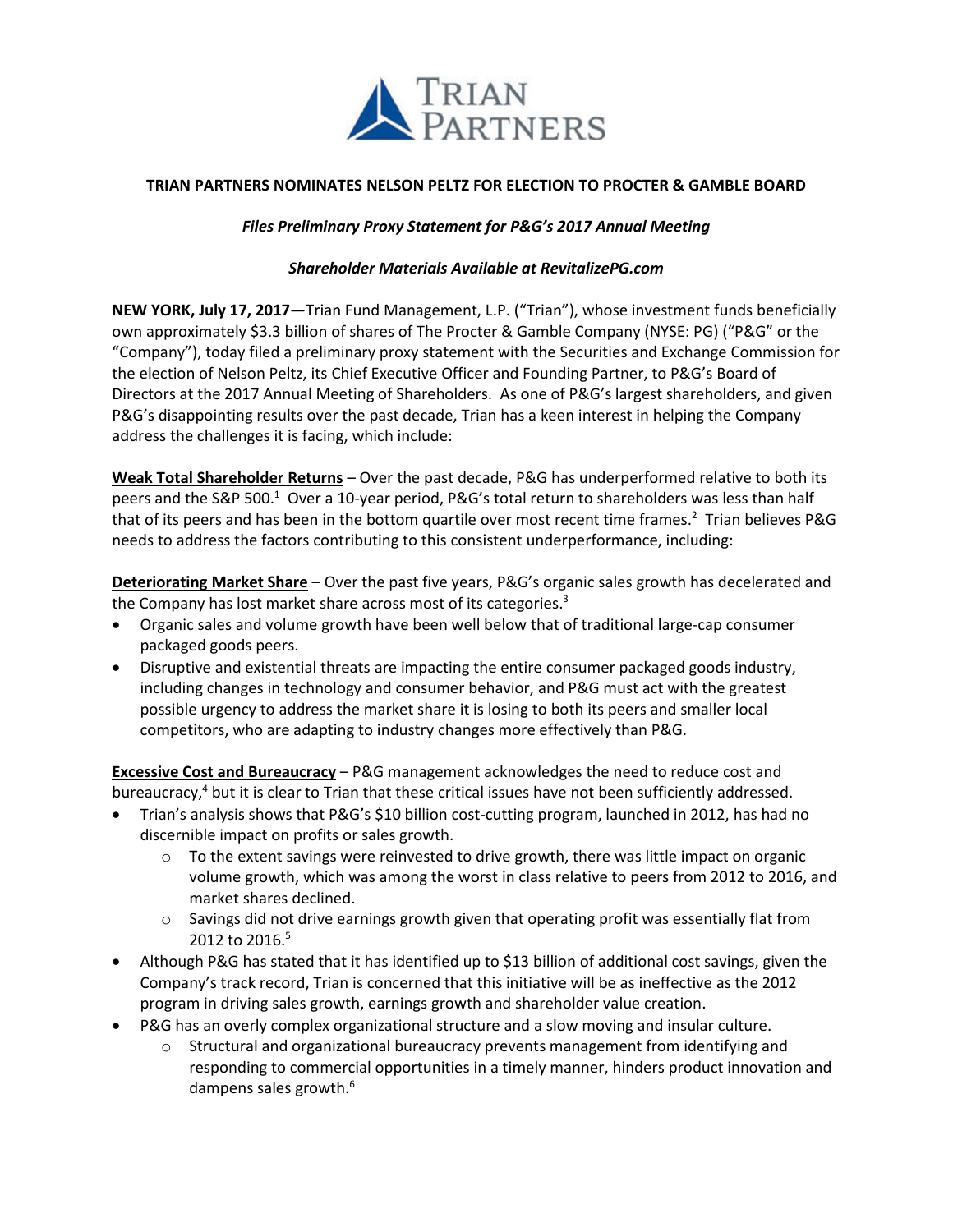TRIAN PARTNERS

# TRIAN PARTNERS NOMINATES NELSON PELTZ FOR ELECTION TO PROCTER & GAMBLE BOARD

*Files Preliminary Proxy Statement for P&G's 2017 Annual Meeting*

*Shareholder Materials Available at RevitalizePG.com*

**NEW YORK, July 17, 2017—**Trian Fund Management, L.P. ("Trian"), whose investment funds beneficially own approximately $3.3 billion of shares of The Procter & Gamble Company (NYSE: PG) ("P&G" or the "Company"), today filed a preliminary proxy statement with the Securities and Exchange Commission for the election of Nelson Peltz, its Chief Executive Officer and Founding Partner, to P&G's Board of Directors at the 2017 Annual Meeting of Shareholders. As one of P&G's largest shareholders, and given P&G's disappointing results over the past decade, Trian has a keen interest in helping the Company address the challenges it is facing, which include:

**Weak Total Shareholder Returns** – Over the past decade, P&G has underperformed relative to both its peers and the S&P 500.[1] Over a 10-year period, P&G's total return to shareholders was less than half that of its peers and has been in the bottom quartile over most recent time frames.[2] Trian believes P&G needs to address the factors contributing to this consistent underperformance, including:

**Deteriorating Market Share** – Over the past five years, P&G's organic sales growth has decelerated and the Company has lost market share across most of its categories.[3]

- Organic sales and volume growth have been well below that of traditional large-cap consumer packaged goods peers.
- Disruptive and existential threats are impacting the entire consumer packaged goods industry, including changes in technology and consumer behavior, and P&G must act with the greatest possible urgency to address the market share it is losing to both its peers and smaller local competitors, who are adapting to industry changes more effectively than P&G.

**Excessive Cost and Bureaucracy** – P&G management acknowledges the need to reduce cost and bureaucracy,[4] but it is clear to Trian that these critical issues have not been sufficiently addressed.

- Trian's analysis shows that P&G's $10 billion cost-cutting program, launched in 2012, has had no discernible impact on profits or sales growth.
  - To the extent savings were reinvested to drive growth, there was little impact on organic volume growth, which was among the worst in class relative to peers from 2012 to 2016, and market shares declined.
  - Savings did not drive earnings growth given that operating profit was essentially flat from 2012 to 2016.[5]
- Although P&G has stated that it has identified up to $13 billion of additional cost savings, given the Company's track record, Trian is concerned that this initiative will be as ineffective as the 2012 program in driving sales growth, earnings growth and shareholder value creation.
- P&G has an overly complex organizational structure and a slow moving and insular culture.
  - Structural and organizational bureaucracy prevents management from identifying and responding to commercial opportunities in a timely manner, hinders product innovation and dampens sales growth.[6]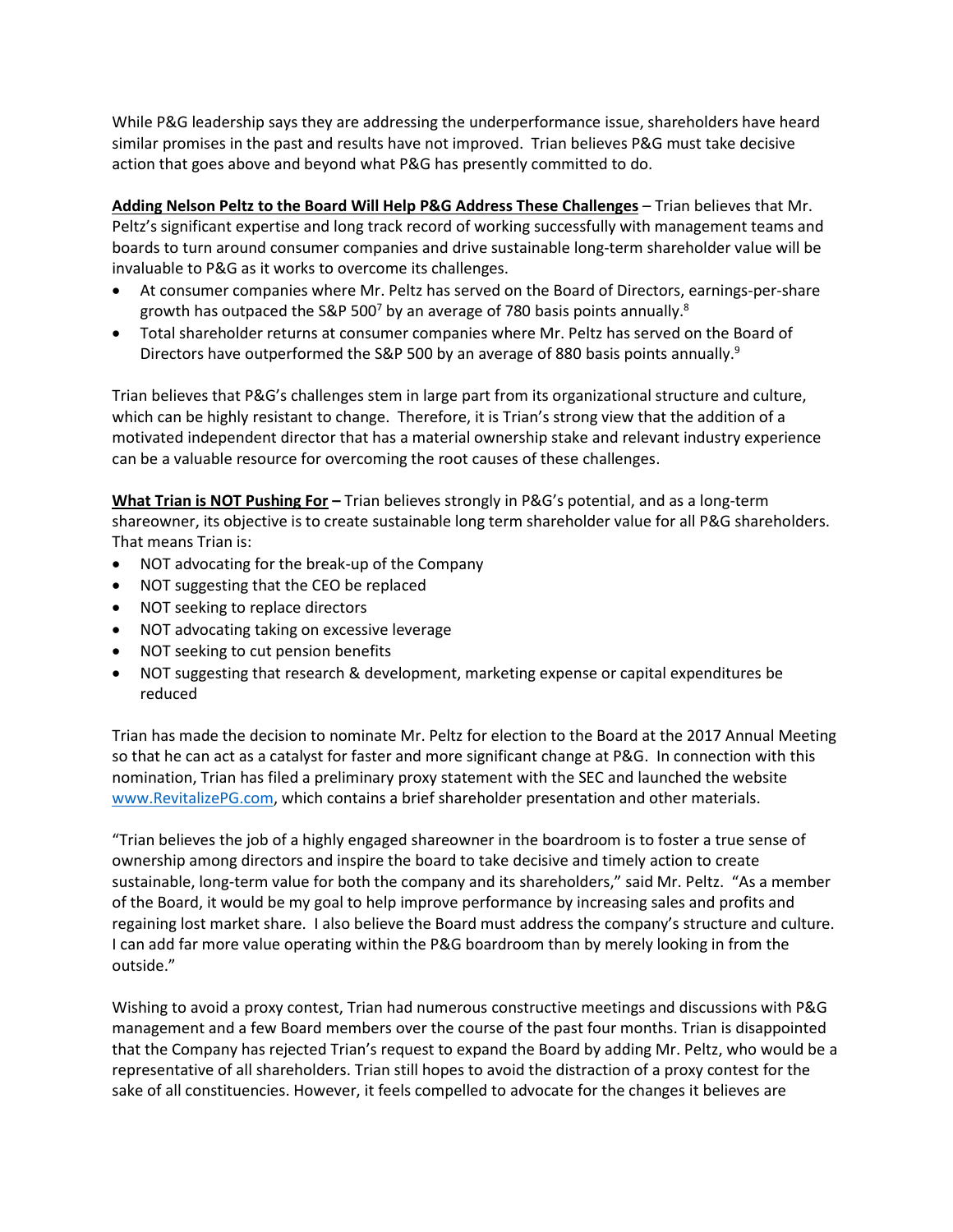While P&G leadership says they are addressing the underperformance issue, shareholders have heard similar promises in the past and results have not improved. Trian believes P&G must take decisive action that goes above and beyond what P&G has presently committed to do.

**Adding Nelson Peltz to the Board Will Help P&G Address These Challenges** – Trian believes that Mr. Peltz's significant expertise and long track record of working successfully with management teams and boards to turn around consumer companies and drive sustainable long-term shareholder value will be invaluable to P&G as it works to overcome its challenges.

- At consumer companies where Mr. Peltz has served on the Board of Directors, earnings-per-share growth has outpaced the S&P 500[7] by an average of 780 basis points annually.[8]
- Total shareholder returns at consumer companies where Mr. Peltz has served on the Board of Directors have outperformed the S&P 500 by an average of 880 basis points annually.[9]

Trian believes that P&G's challenges stem in large part from its organizational structure and culture, which can be highly resistant to change. Therefore, it is Trian's strong view that the addition of a motivated independent director that has a material ownership stake and relevant industry experience can be a valuable resource for overcoming the root causes of these challenges.

**What Trian is NOT Pushing For –** Trian believes strongly in P&G's potential, and as a long-term shareowner, its objective is to create sustainable long term shareholder value for all P&G shareholders. That means Trian is:

- NOT advocating for the break-up of the Company
- NOT suggesting that the CEO be replaced
- NOT seeking to replace directors
- NOT advocating taking on excessive leverage
- NOT seeking to cut pension benefits
- NOT suggesting that research & development, marketing expense or capital expenditures be reduced

Trian has made the decision to nominate Mr. Peltz for election to the Board at the 2017 Annual Meeting so that he can act as a catalyst for faster and more significant change at P&G. In connection with this nomination, Trian has filed a preliminary proxy statement with the SEC and launched the website www.RevitalizePG.com, which contains a brief shareholder presentation and other materials.

"Trian believes the job of a highly engaged shareowner in the boardroom is to foster a true sense of ownership among directors and inspire the board to take decisive and timely action to create sustainable, long-term value for both the company and its shareholders," said Mr. Peltz. "As a member of the Board, it would be my goal to help improve performance by increasing sales and profits and regaining lost market share. I also believe the Board must address the company's structure and culture. I can add far more value operating within the P&G boardroom than by merely looking in from the outside."

Wishing to avoid a proxy contest, Trian had numerous constructive meetings and discussions with P&G management and a few Board members over the course of the past four months. Trian is disappointed that the Company has rejected Trian's request to expand the Board by adding Mr. Peltz, who would be a representative of all shareholders. Trian still hopes to avoid the distraction of a proxy contest for the sake of all constituencies. However, it feels compelled to advocate for the changes it believes are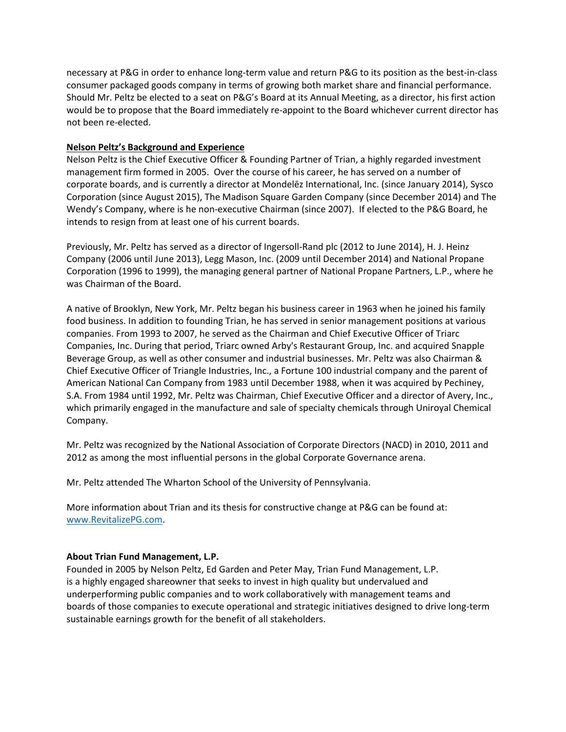necessary at P&G in order to enhance long-term value and return P&G to its position as the best-in-class consumer packaged goods company in terms of growing both market share and financial performance. Should Mr. Peltz be elected to a seat on P&G's Board at its Annual Meeting, as a director, his first action would be to propose that the Board immediately re-appoint to the Board whichever current director has not been re-elected.

**Nelson Peltz's Background and Experience**

Nelson Peltz is the Chief Executive Officer & Founding Partner of Trian, a highly regarded investment management firm formed in 2005. Over the course of his career, he has served on a number of corporate boards, and is currently a director at Mondelēz International, Inc. (since January 2014), Sysco Corporation (since August 2015), The Madison Square Garden Company (since December 2014) and The Wendy's Company, where is he non-executive Chairman (since 2007). If elected to the P&G Board, he intends to resign from at least one of his current boards.

Previously, Mr. Peltz has served as a director of Ingersoll-Rand plc (2012 to June 2014), H. J. Heinz Company (2006 until June 2013), Legg Mason, Inc. (2009 until December 2014) and National Propane Corporation (1996 to 1999), the managing general partner of National Propane Partners, L.P., where he was Chairman of the Board.

A native of Brooklyn, New York, Mr. Peltz began his business career in 1963 when he joined his family food business. In addition to founding Trian, he has served in senior management positions at various companies. From 1993 to 2007, he served as the Chairman and Chief Executive Officer of Triarc Companies, Inc. During that period, Triarc owned Arby's Restaurant Group, Inc. and acquired Snapple Beverage Group, as well as other consumer and industrial businesses. Mr. Peltz was also Chairman & Chief Executive Officer of Triangle Industries, Inc., a Fortune 100 industrial company and the parent of American National Can Company from 1983 until December 1988, when it was acquired by Pechiney, S.A. From 1984 until 1992, Mr. Peltz was Chairman, Chief Executive Officer and a director of Avery, Inc., which primarily engaged in the manufacture and sale of specialty chemicals through Uniroyal Chemical Company.

Mr. Peltz was recognized by the National Association of Corporate Directors (NACD) in 2010, 2011 and 2012 as among the most influential persons in the global Corporate Governance arena.

Mr. Peltz attended The Wharton School of the University of Pennsylvania.

More information about Trian and its thesis for constructive change at P&G can be found at: [www.RevitalizePG.com](http://www.RevitalizePG.com).

**About Trian Fund Management, L.P.**

Founded in 2005 by Nelson Peltz, Ed Garden and Peter May, Trian Fund Management, L.P. is a highly engaged shareowner that seeks to invest in high quality but undervalued and underperforming public companies and to work collaboratively with management teams and boards of those companies to execute operational and strategic initiatives designed to drive long-term sustainable earnings growth for the benefit of all stakeholders.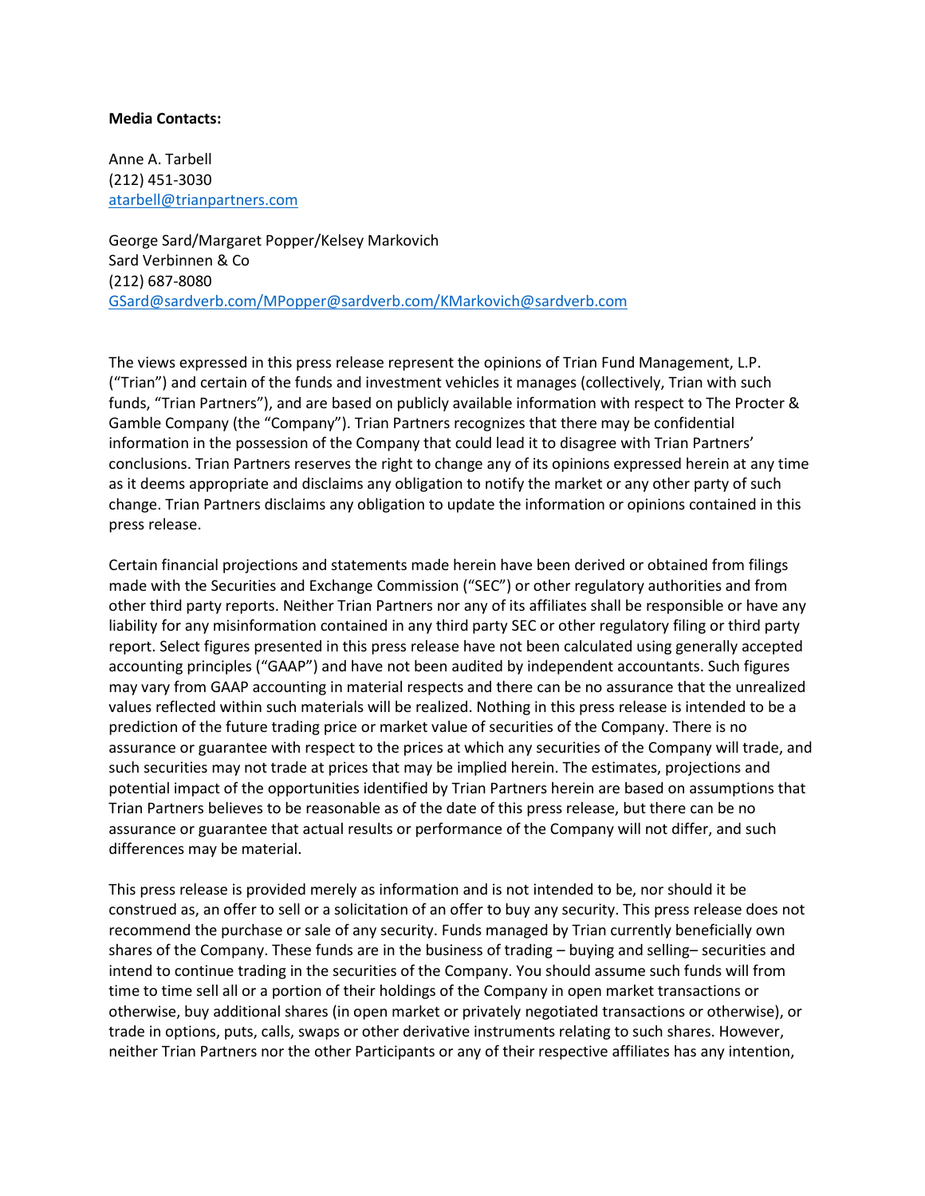**Media Contacts:**

Anne A. Tarbell
(212) 451-3030
atarbell@trianpartners.com

George Sard/Margaret Popper/Kelsey Markovich
Sard Verbinnen & Co
(212) 687-8080
GSard@sardverb.com/MPopper@sardverb.com/KMarkovich@sardverb.com

The views expressed in this press release represent the opinions of Trian Fund Management, L.P. ("Trian") and certain of the funds and investment vehicles it manages (collectively, Trian with such funds, "Trian Partners"), and are based on publicly available information with respect to The Procter & Gamble Company (the "Company"). Trian Partners recognizes that there may be confidential information in the possession of the Company that could lead it to disagree with Trian Partners' conclusions. Trian Partners reserves the right to change any of its opinions expressed herein at any time as it deems appropriate and disclaims any obligation to notify the market or any other party of such change. Trian Partners disclaims any obligation to update the information or opinions contained in this press release.

Certain financial projections and statements made herein have been derived or obtained from filings made with the Securities and Exchange Commission ("SEC") or other regulatory authorities and from other third party reports. Neither Trian Partners nor any of its affiliates shall be responsible or have any liability for any misinformation contained in any third party SEC or other regulatory filing or third party report. Select figures presented in this press release have not been calculated using generally accepted accounting principles ("GAAP") and have not been audited by independent accountants. Such figures may vary from GAAP accounting in material respects and there can be no assurance that the unrealized values reflected within such materials will be realized. Nothing in this press release is intended to be a prediction of the future trading price or market value of securities of the Company. There is no assurance or guarantee with respect to the prices at which any securities of the Company will trade, and such securities may not trade at prices that may be implied herein. The estimates, projections and potential impact of the opportunities identified by Trian Partners herein are based on assumptions that Trian Partners believes to be reasonable as of the date of this press release, but there can be no assurance or guarantee that actual results or performance of the Company will not differ, and such differences may be material.

This press release is provided merely as information and is not intended to be, nor should it be construed as, an offer to sell or a solicitation of an offer to buy any security. This press release does not recommend the purchase or sale of any security. Funds managed by Trian currently beneficially own shares of the Company. These funds are in the business of trading – buying and selling– securities and intend to continue trading in the securities of the Company. You should assume such funds will from time to time sell all or a portion of their holdings of the Company in open market transactions or otherwise, buy additional shares (in open market or privately negotiated transactions or otherwise), or trade in options, puts, calls, swaps or other derivative instruments relating to such shares. However, neither Trian Partners nor the other Participants or any of their respective affiliates has any intention,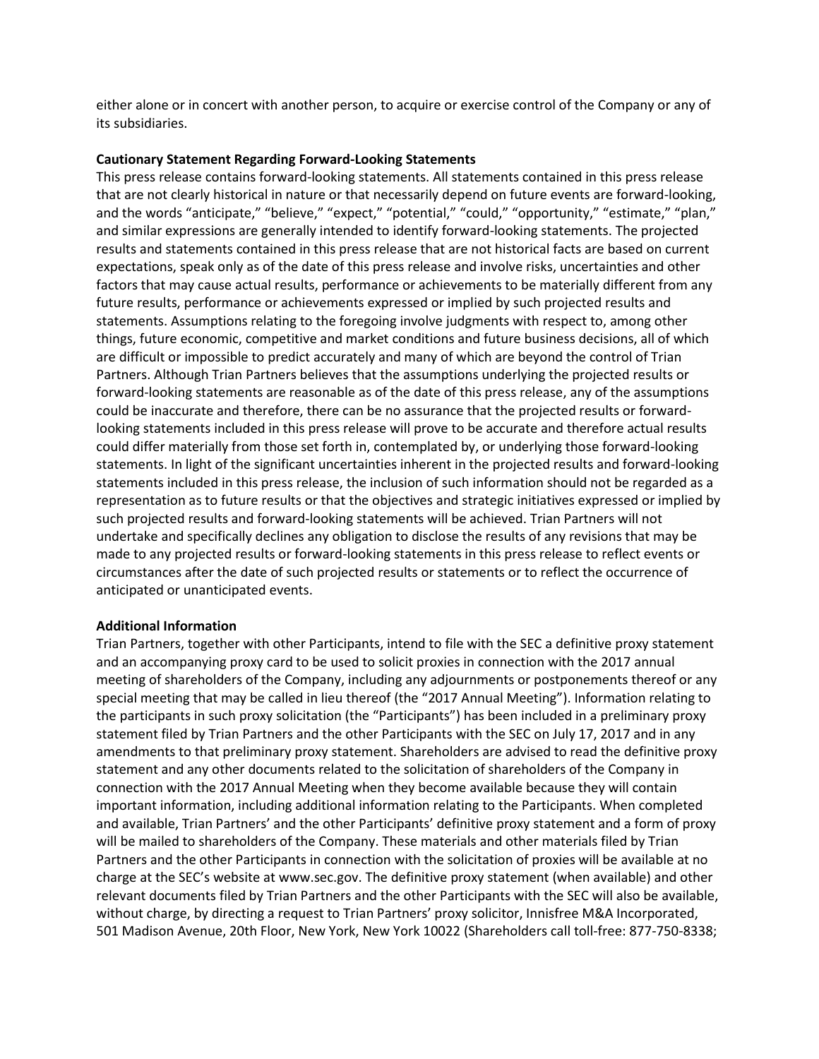either alone or in concert with another person, to acquire or exercise control of the Company or any of its subsidiaries.

**Cautionary Statement Regarding Forward-Looking Statements**

This press release contains forward-looking statements. All statements contained in this press release that are not clearly historical in nature or that necessarily depend on future events are forward-looking, and the words "anticipate," "believe," "expect," "potential," "could," "opportunity," "estimate," "plan," and similar expressions are generally intended to identify forward-looking statements. The projected results and statements contained in this press release that are not historical facts are based on current expectations, speak only as of the date of this press release and involve risks, uncertainties and other factors that may cause actual results, performance or achievements to be materially different from any future results, performance or achievements expressed or implied by such projected results and statements. Assumptions relating to the foregoing involve judgments with respect to, among other things, future economic, competitive and market conditions and future business decisions, all of which are difficult or impossible to predict accurately and many of which are beyond the control of Trian Partners. Although Trian Partners believes that the assumptions underlying the projected results or forward-looking statements are reasonable as of the date of this press release, any of the assumptions could be inaccurate and therefore, there can be no assurance that the projected results or forward-looking statements included in this press release will prove to be accurate and therefore actual results could differ materially from those set forth in, contemplated by, or underlying those forward-looking statements. In light of the significant uncertainties inherent in the projected results and forward-looking statements included in this press release, the inclusion of such information should not be regarded as a representation as to future results or that the objectives and strategic initiatives expressed or implied by such projected results and forward-looking statements will be achieved. Trian Partners will not undertake and specifically declines any obligation to disclose the results of any revisions that may be made to any projected results or forward-looking statements in this press release to reflect events or circumstances after the date of such projected results or statements or to reflect the occurrence of anticipated or unanticipated events.

**Additional Information**

Trian Partners, together with other Participants, intend to file with the SEC a definitive proxy statement and an accompanying proxy card to be used to solicit proxies in connection with the 2017 annual meeting of shareholders of the Company, including any adjournments or postponements thereof or any special meeting that may be called in lieu thereof (the "2017 Annual Meeting"). Information relating to the participants in such proxy solicitation (the "Participants") has been included in a preliminary proxy statement filed by Trian Partners and the other Participants with the SEC on July 17, 2017 and in any amendments to that preliminary proxy statement. Shareholders are advised to read the definitive proxy statement and any other documents related to the solicitation of shareholders of the Company in connection with the 2017 Annual Meeting when they become available because they will contain important information, including additional information relating to the Participants. When completed and available, Trian Partners' and the other Participants' definitive proxy statement and a form of proxy will be mailed to shareholders of the Company. These materials and other materials filed by Trian Partners and the other Participants in connection with the solicitation of proxies will be available at no charge at the SEC's website at www.sec.gov. The definitive proxy statement (when available) and other relevant documents filed by Trian Partners and the other Participants with the SEC will also be available, without charge, by directing a request to Trian Partners' proxy solicitor, Innisfree M&A Incorporated, 501 Madison Avenue, 20th Floor, New York, New York 10022 (Shareholders call toll-free: 877-750-8338;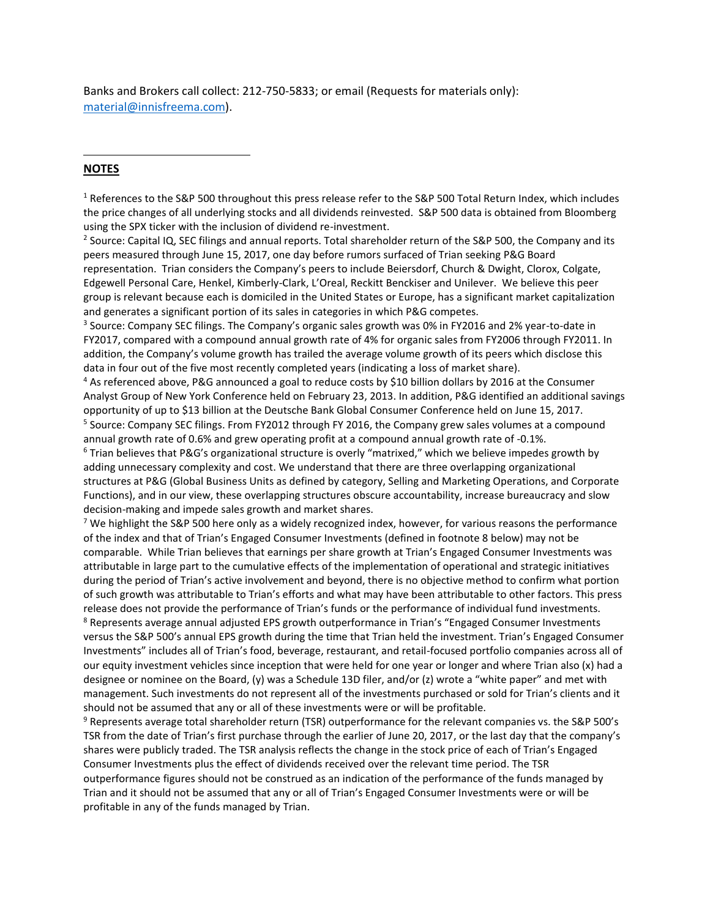Banks and Brokers call collect: 212-750-5833; or email (Requests for materials only): material@innisfreema.com).

---

## NOTES

[1] References to the S&P 500 throughout this press release refer to the S&P 500 Total Return Index, which includes the price changes of all underlying stocks and all dividends reinvested. S&P 500 data is obtained from Bloomberg using the SPX ticker with the inclusion of dividend re-investment.

[2] Source: Capital IQ, SEC filings and annual reports. Total shareholder return of the S&P 500, the Company and its peers measured through June 15, 2017, one day before rumors surfaced of Trian seeking P&G Board representation. Trian considers the Company's peers to include Beiersdorf, Church & Dwight, Clorox, Colgate, Edgewell Personal Care, Henkel, Kimberly-Clark, L'Oreal, Reckitt Benckiser and Unilever. We believe this peer group is relevant because each is domiciled in the United States or Europe, has a significant market capitalization and generates a significant portion of its sales in categories in which P&G competes.

[3] Source: Company SEC filings. The Company's organic sales growth was 0% in FY2016 and 2% year-to-date in FY2017, compared with a compound annual growth rate of 4% for organic sales from FY2006 through FY2011. In addition, the Company's volume growth has trailed the average volume growth of its peers which disclose this data in four out of the five most recently completed years (indicating a loss of market share).

[4] As referenced above, P&G announced a goal to reduce costs by $10 billion dollars by 2016 at the Consumer Analyst Group of New York Conference held on February 23, 2013. In addition, P&G identified an additional savings opportunity of up to $13 billion at the Deutsche Bank Global Consumer Conference held on June 15, 2017.

[5] Source: Company SEC filings. From FY2012 through FY 2016, the Company grew sales volumes at a compound annual growth rate of 0.6% and grew operating profit at a compound annual growth rate of -0.1%.

[6] Trian believes that P&G's organizational structure is overly "matrixed," which we believe impedes growth by adding unnecessary complexity and cost. We understand that there are three overlapping organizational structures at P&G (Global Business Units as defined by category, Selling and Marketing Operations, and Corporate Functions), and in our view, these overlapping structures obscure accountability, increase bureaucracy and slow decision-making and impede sales growth and market shares.

[7] We highlight the S&P 500 here only as a widely recognized index, however, for various reasons the performance of the index and that of Trian's Engaged Consumer Investments (defined in footnote 8 below) may not be comparable. While Trian believes that earnings per share growth at Trian's Engaged Consumer Investments was attributable in large part to the cumulative effects of the implementation of operational and strategic initiatives during the period of Trian's active involvement and beyond, there is no objective method to confirm what portion of such growth was attributable to Trian's efforts and what may have been attributable to other factors. This press release does not provide the performance of Trian's funds or the performance of individual fund investments.

[8] Represents average annual adjusted EPS growth outperformance in Trian's "Engaged Consumer Investments versus the S&P 500's annual EPS growth during the time that Trian held the investment. Trian's Engaged Consumer Investments" includes all of Trian's food, beverage, restaurant, and retail-focused portfolio companies across all of our equity investment vehicles since inception that were held for one year or longer and where Trian also (x) had a designee or nominee on the Board, (y) was a Schedule 13D filer, and/or (z) wrote a "white paper" and met with management. Such investments do not represent all of the investments purchased or sold for Trian's clients and it should not be assumed that any or all of these investments were or will be profitable.

[9] Represents average total shareholder return (TSR) outperformance for the relevant companies vs. the S&P 500's TSR from the date of Trian's first purchase through the earlier of June 20, 2017, or the last day that the company's shares were publicly traded. The TSR analysis reflects the change in the stock price of each of Trian's Engaged Consumer Investments plus the effect of dividends received over the relevant time period. The TSR outperformance figures should not be construed as an indication of the performance of the funds managed by Trian and it should not be assumed that any or all of Trian's Engaged Consumer Investments were or will be profitable in any of the funds managed by Trian.